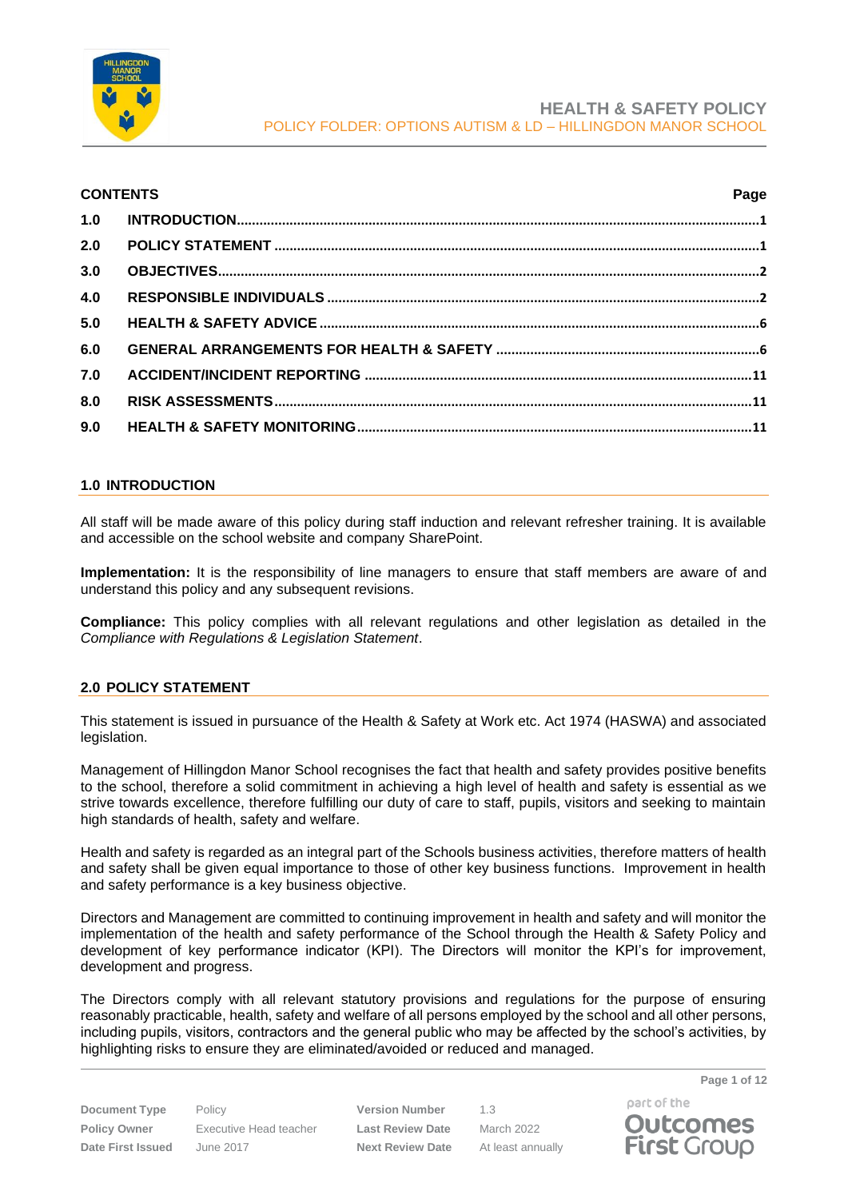# HEALTH & SAFETY POLICY

POLICY FOLDER: OPTIONS AUTISM & LD – HILLINGDON MANOR SCHOOL

## CONTENTS

| | | Page |
|---|---|---|
| 1.0 | INTRODUCTION | 1 |
| 2.0 | POLICY STATEMENT | 1 |
| 3.0 | OBJECTIVES | 2 |
| 4.0 | RESPONSIBLE INDIVIDUALS | 2 |
| 5.0 | HEALTH & SAFETY ADVICE | 6 |
| 6.0 | GENERAL ARRANGEMENTS FOR HEALTH & SAFETY | 6 |
| 7.0 | ACCIDENT/INCIDENT REPORTING | 11 |
| 8.0 | RISK ASSESSMENTS | 11 |
| 9.0 | HEALTH & SAFETY MONITORING | 11 |

## 1.0 INTRODUCTION

All staff will be made aware of this policy during staff induction and relevant refresher training. It is available and accessible on the school website and company SharePoint.

**Implementation:** It is the responsibility of line managers to ensure that staff members are aware of and understand this policy and any subsequent revisions.

**Compliance:** This policy complies with all relevant regulations and other legislation as detailed in the *Compliance with Regulations & Legislation Statement*.

## 2.0 POLICY STATEMENT

This statement is issued in pursuance of the Health & Safety at Work etc. Act 1974 (HASWA) and associated legislation.

Management of Hillingdon Manor School recognises the fact that health and safety provides positive benefits to the school, therefore a solid commitment in achieving a high level of health and safety is essential as we strive towards excellence, therefore fulfilling our duty of care to staff, pupils, visitors and seeking to maintain high standards of health, safety and welfare.

Health and safety is regarded as an integral part of the Schools business activities, therefore matters of health and safety shall be given equal importance to those of other key business functions. Improvement in health and safety performance is a key business objective.

Directors and Management are committed to continuing improvement in health and safety and will monitor the implementation of the health and safety performance of the School through the Health & Safety Policy and development of key performance indicator (KPI). The Directors will monitor the KPI's for improvement, development and progress.

The Directors comply with all relevant statutory provisions and regulations for the purpose of ensuring reasonably practicable, health, safety and welfare of all persons employed by the school and all other persons, including pupils, visitors, contractors and the general public who may be affected by the school's activities, by highlighting risks to ensure they are eliminated/avoided or reduced and managed.

| | | | |
|---|---|---|---|
| **Document Type** | Policy | **Version Number** | 1.3 |
| **Policy Owner** | Executive Head teacher | **Last Review Date** | March 2022 |
| **Date First Issued** | June 2017 | **Next Review Date** | At least annually |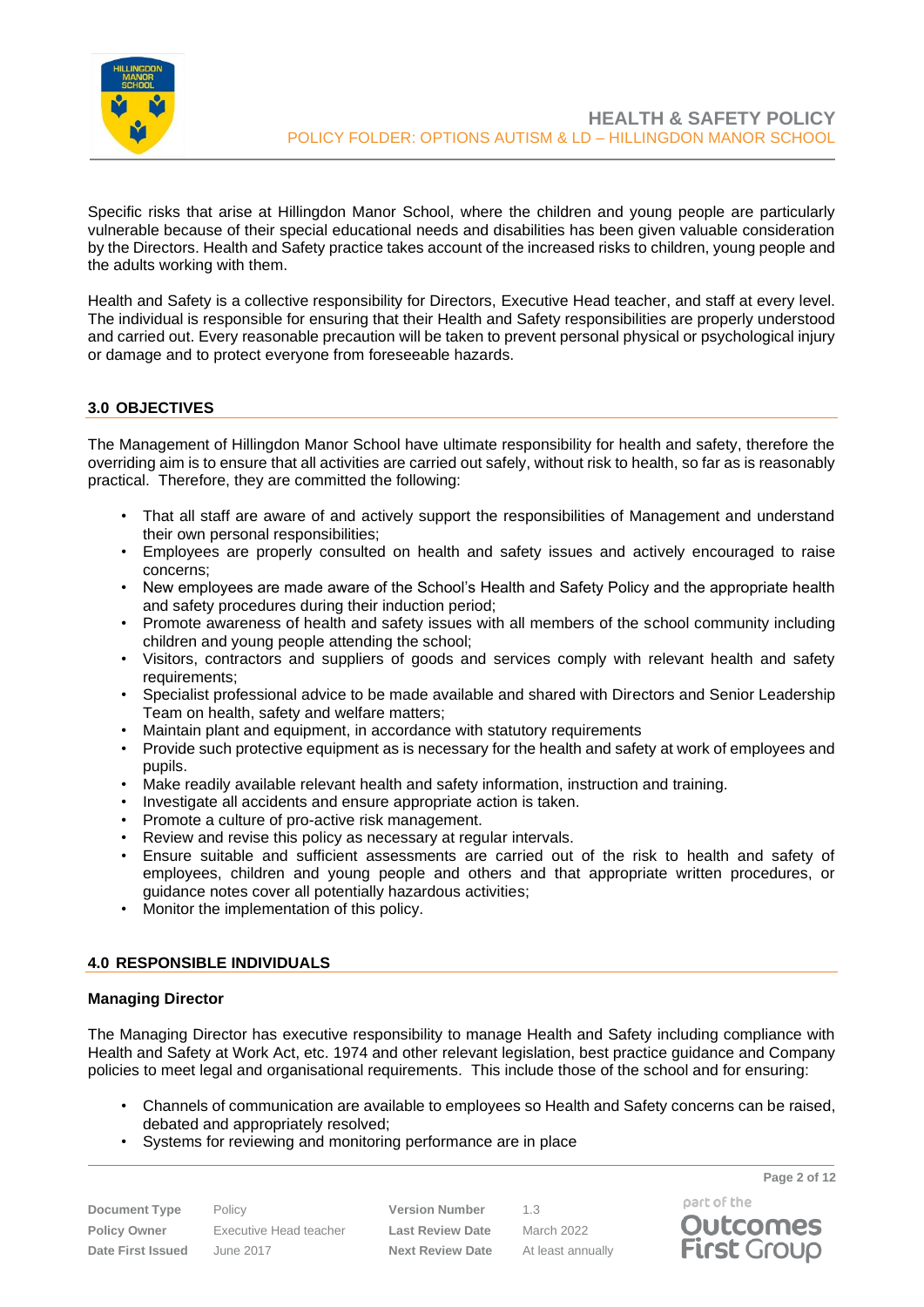Specific risks that arise at Hillingdon Manor School, where the children and young people are particularly vulnerable because of their special educational needs and disabilities has been given valuable consideration by the Directors. Health and Safety practice takes account of the increased risks to children, young people and the adults working with them.

Health and Safety is a collective responsibility for Directors, Executive Head teacher, and staff at every level. The individual is responsible for ensuring that their Health and Safety responsibilities are properly understood and carried out. Every reasonable precaution will be taken to prevent personal physical or psychological injury or damage and to protect everyone from foreseeable hazards.

## 3.0 OBJECTIVES

The Management of Hillingdon Manor School have ultimate responsibility for health and safety, therefore the overriding aim is to ensure that all activities are carried out safely, without risk to health, so far as is reasonably practical. Therefore, they are committed the following:

- That all staff are aware of and actively support the responsibilities of Management and understand their own personal responsibilities;
- Employees are properly consulted on health and safety issues and actively encouraged to raise concerns;
- New employees are made aware of the School's Health and Safety Policy and the appropriate health and safety procedures during their induction period;
- Promote awareness of health and safety issues with all members of the school community including children and young people attending the school;
- Visitors, contractors and suppliers of goods and services comply with relevant health and safety requirements;
- Specialist professional advice to be made available and shared with Directors and Senior Leadership Team on health, safety and welfare matters;
- Maintain plant and equipment, in accordance with statutory requirements
- Provide such protective equipment as is necessary for the health and safety at work of employees and pupils.
- Make readily available relevant health and safety information, instruction and training.
- Investigate all accidents and ensure appropriate action is taken.
- Promote a culture of pro-active risk management.
- Review and revise this policy as necessary at regular intervals.
- Ensure suitable and sufficient assessments are carried out of the risk to health and safety of employees, children and young people and others and that appropriate written procedures, or guidance notes cover all potentially hazardous activities;
- Monitor the implementation of this policy.

## 4.0 RESPONSIBLE INDIVIDUALS

### Managing Director

The Managing Director has executive responsibility to manage Health and Safety including compliance with Health and Safety at Work Act, etc. 1974 and other relevant legislation, best practice guidance and Company policies to meet legal and organisational requirements. This include those of the school and for ensuring:

- Channels of communication are available to employees so Health and Safety concerns can be raised, debated and appropriately resolved;
- Systems for reviewing and monitoring performance are in place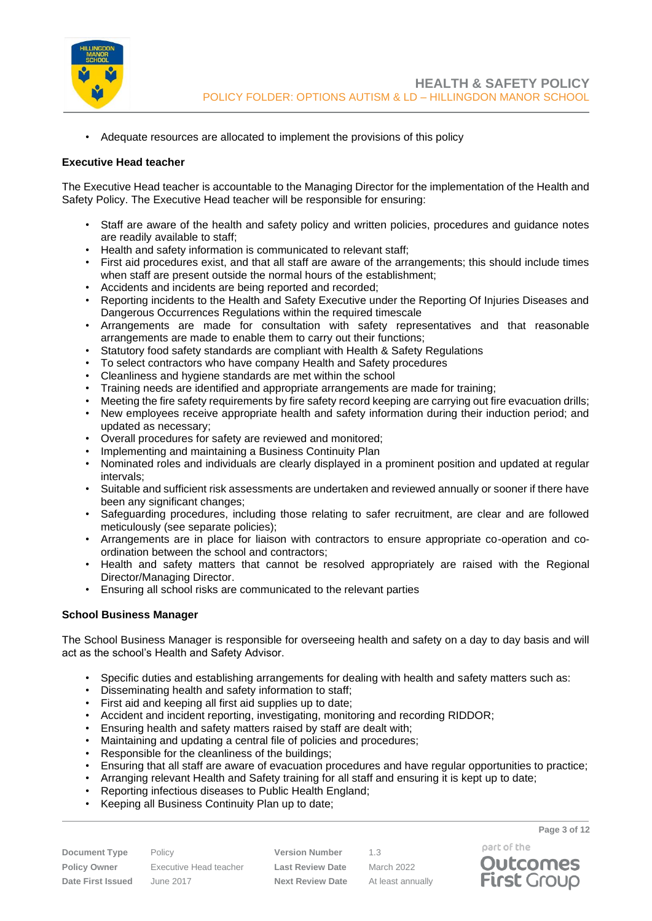- Adequate resources are allocated to implement the provisions of this policy

**Executive Head teacher**

The Executive Head teacher is accountable to the Managing Director for the implementation of the Health and Safety Policy. The Executive Head teacher will be responsible for ensuring:

- Staff are aware of the health and safety policy and written policies, procedures and guidance notes are readily available to staff;
- Health and safety information is communicated to relevant staff;
- First aid procedures exist, and that all staff are aware of the arrangements; this should include times when staff are present outside the normal hours of the establishment;
- Accidents and incidents are being reported and recorded;
- Reporting incidents to the Health and Safety Executive under the Reporting Of Injuries Diseases and Dangerous Occurrences Regulations within the required timescale
- Arrangements are made for consultation with safety representatives and that reasonable arrangements are made to enable them to carry out their functions;
- Statutory food safety standards are compliant with Health & Safety Regulations
- To select contractors who have company Health and Safety procedures
- Cleanliness and hygiene standards are met within the school
- Training needs are identified and appropriate arrangements are made for training;
- Meeting the fire safety requirements by fire safety record keeping are carrying out fire evacuation drills;
- New employees receive appropriate health and safety information during their induction period; and updated as necessary;
- Overall procedures for safety are reviewed and monitored;
- Implementing and maintaining a Business Continuity Plan
- Nominated roles and individuals are clearly displayed in a prominent position and updated at regular intervals;
- Suitable and sufficient risk assessments are undertaken and reviewed annually or sooner if there have been any significant changes;
- Safeguarding procedures, including those relating to safer recruitment, are clear and are followed meticulously (see separate policies);
- Arrangements are in place for liaison with contractors to ensure appropriate co-operation and co-ordination between the school and contractors;
- Health and safety matters that cannot be resolved appropriately are raised with the Regional Director/Managing Director.
- Ensuring all school risks are communicated to the relevant parties

**School Business Manager**

The School Business Manager is responsible for overseeing health and safety on a day to day basis and will act as the school's Health and Safety Advisor.

- Specific duties and establishing arrangements for dealing with health and safety matters such as:
- Disseminating health and safety information to staff;
- First aid and keeping all first aid supplies up to date;
- Accident and incident reporting, investigating, monitoring and recording RIDDOR;
- Ensuring health and safety matters raised by staff are dealt with;
- Maintaining and updating a central file of policies and procedures;
- Responsible for the cleanliness of the buildings;
- Ensuring that all staff are aware of evacuation procedures and have regular opportunities to practice;
- Arranging relevant Health and Safety training for all staff and ensuring it is kept up to date;
- Reporting infectious diseases to Public Health England;
- Keeping all Business Continuity Plan up to date;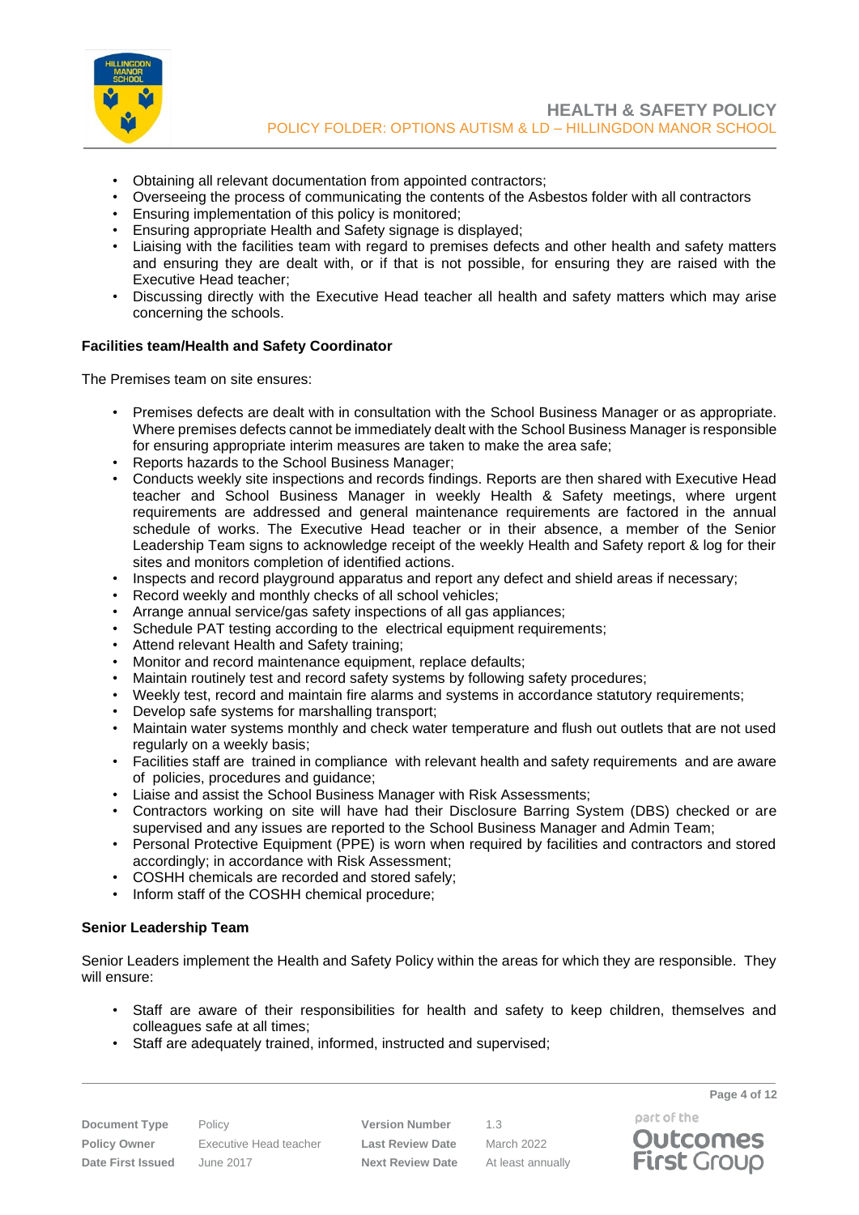- Obtaining all relevant documentation from appointed contractors;
- Overseeing the process of communicating the contents of the Asbestos folder with all contractors
- Ensuring implementation of this policy is monitored;
- Ensuring appropriate Health and Safety signage is displayed;
- Liaising with the facilities team with regard to premises defects and other health and safety matters and ensuring they are dealt with, or if that is not possible, for ensuring they are raised with the Executive Head teacher;
- Discussing directly with the Executive Head teacher all health and safety matters which may arise concerning the schools.

**Facilities team/Health and Safety Coordinator**

The Premises team on site ensures:

- Premises defects are dealt with in consultation with the School Business Manager or as appropriate. Where premises defects cannot be immediately dealt with the School Business Manager is responsible for ensuring appropriate interim measures are taken to make the area safe;
- Reports hazards to the School Business Manager;
- Conducts weekly site inspections and records findings. Reports are then shared with Executive Head teacher and School Business Manager in weekly Health & Safety meetings, where urgent requirements are addressed and general maintenance requirements are factored in the annual schedule of works. The Executive Head teacher or in their absence, a member of the Senior Leadership Team signs to acknowledge receipt of the weekly Health and Safety report & log for their sites and monitors completion of identified actions.
- Inspects and record playground apparatus and report any defect and shield areas if necessary;
- Record weekly and monthly checks of all school vehicles;
- Arrange annual service/gas safety inspections of all gas appliances;
- Schedule PAT testing according to the electrical equipment requirements;
- Attend relevant Health and Safety training;
- Monitor and record maintenance equipment, replace defaults;
- Maintain routinely test and record safety systems by following safety procedures;
- Weekly test, record and maintain fire alarms and systems in accordance statutory requirements;
- Develop safe systems for marshalling transport;
- Maintain water systems monthly and check water temperature and flush out outlets that are not used regularly on a weekly basis;
- Facilities staff are trained in compliance with relevant health and safety requirements and are aware of policies, procedures and guidance;
- Liaise and assist the School Business Manager with Risk Assessments;
- Contractors working on site will have had their Disclosure Barring System (DBS) checked or are supervised and any issues are reported to the School Business Manager and Admin Team;
- Personal Protective Equipment (PPE) is worn when required by facilities and contractors and stored accordingly; in accordance with Risk Assessment;
- COSHH chemicals are recorded and stored safely;
- Inform staff of the COSHH chemical procedure;

**Senior Leadership Team**

Senior Leaders implement the Health and Safety Policy within the areas for which they are responsible. They will ensure:

- Staff are aware of their responsibilities for health and safety to keep children, themselves and colleagues safe at all times;
- Staff are adequately trained, informed, instructed and supervised;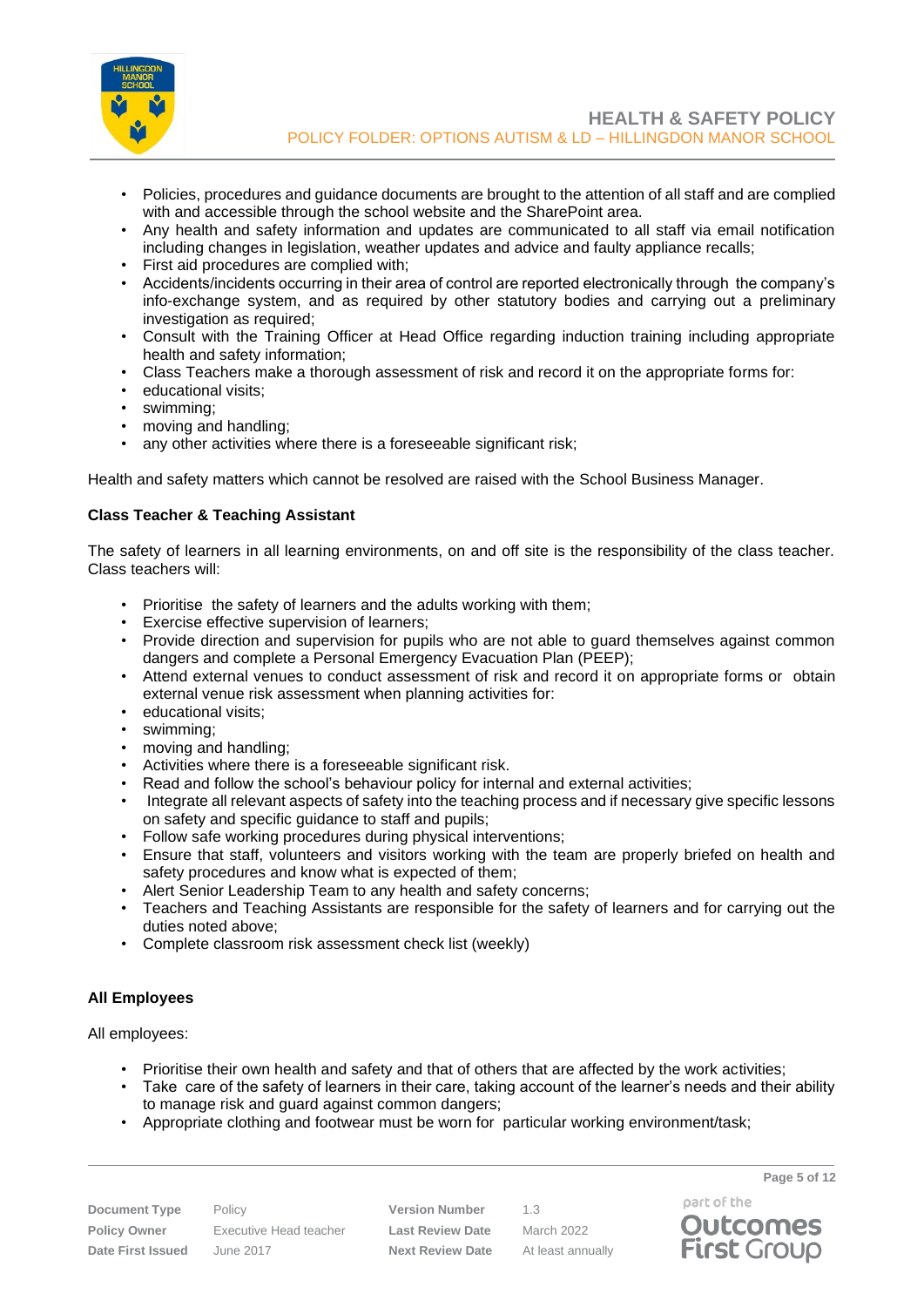- Policies, procedures and guidance documents are brought to the attention of all staff and are complied with and accessible through the school website and the SharePoint area.
- Any health and safety information and updates are communicated to all staff via email notification including changes in legislation, weather updates and advice and faulty appliance recalls;
- First aid procedures are complied with;
- Accidents/incidents occurring in their area of control are reported electronically through the company's info-exchange system, and as required by other statutory bodies and carrying out a preliminary investigation as required;
- Consult with the Training Officer at Head Office regarding induction training including appropriate health and safety information;
- Class Teachers make a thorough assessment of risk and record it on the appropriate forms for:
- educational visits;
- swimming;
- moving and handling;
- any other activities where there is a foreseeable significant risk;

Health and safety matters which cannot be resolved are raised with the School Business Manager.

**Class Teacher & Teaching Assistant**

The safety of learners in all learning environments, on and off site is the responsibility of the class teacher. Class teachers will:

- Prioritise the safety of learners and the adults working with them;
- Exercise effective supervision of learners;
- Provide direction and supervision for pupils who are not able to guard themselves against common dangers and complete a Personal Emergency Evacuation Plan (PEEP);
- Attend external venues to conduct assessment of risk and record it on appropriate forms or obtain external venue risk assessment when planning activities for:
- educational visits;
- swimming;
- moving and handling;
- Activities where there is a foreseeable significant risk.
- Read and follow the school's behaviour policy for internal and external activities;
- Integrate all relevant aspects of safety into the teaching process and if necessary give specific lessons on safety and specific guidance to staff and pupils;
- Follow safe working procedures during physical interventions;
- Ensure that staff, volunteers and visitors working with the team are properly briefed on health and safety procedures and know what is expected of them;
- Alert Senior Leadership Team to any health and safety concerns;
- Teachers and Teaching Assistants are responsible for the safety of learners and for carrying out the duties noted above;
- Complete classroom risk assessment check list (weekly)

**All Employees**

All employees:

- Prioritise their own health and safety and that of others that are affected by the work activities;
- Take care of the safety of learners in their care, taking account of the learner's needs and their ability to manage risk and guard against common dangers;
- Appropriate clothing and footwear must be worn for particular working environment/task;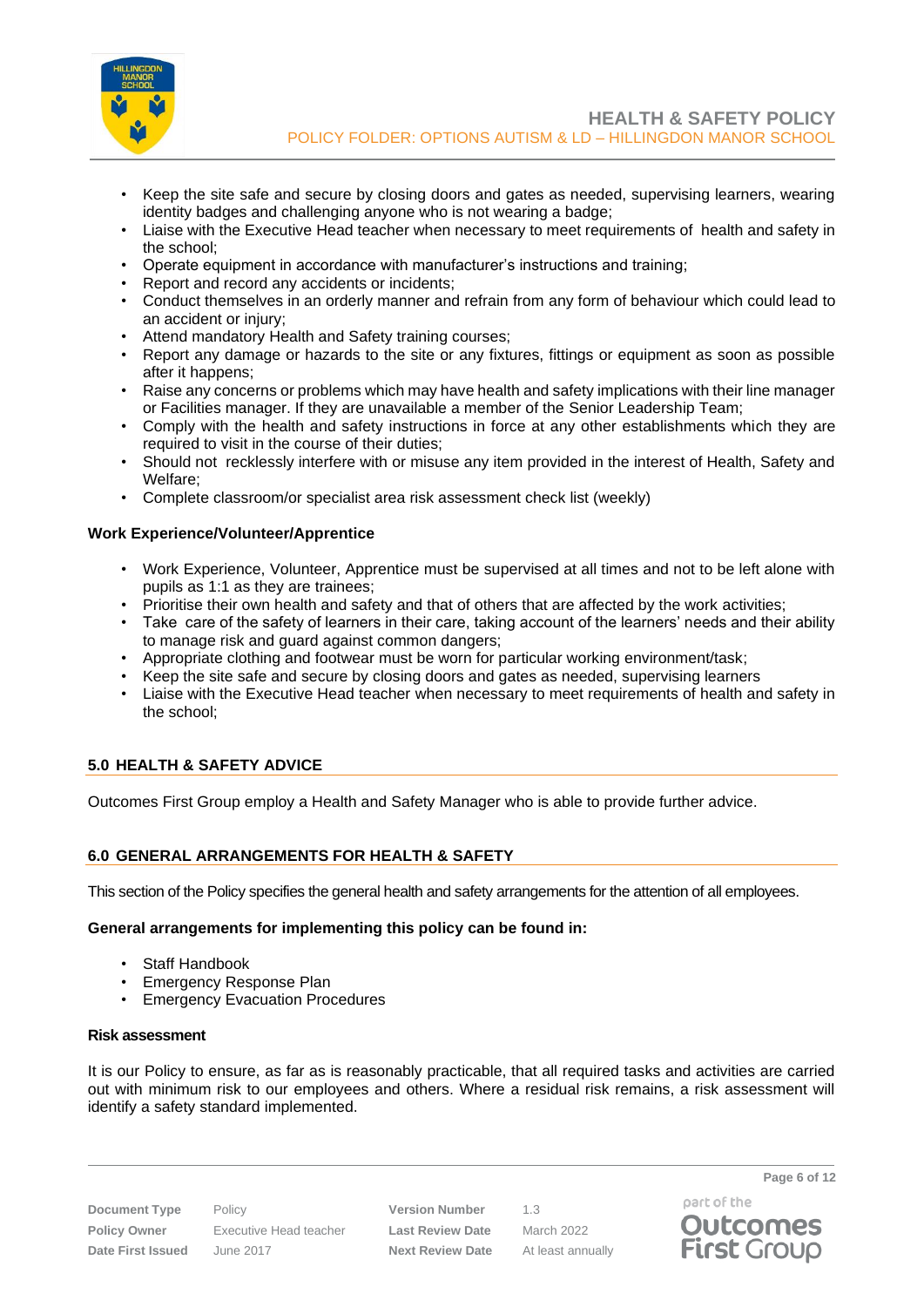- Keep the site safe and secure by closing doors and gates as needed, supervising learners, wearing identity badges and challenging anyone who is not wearing a badge;
- Liaise with the Executive Head teacher when necessary to meet requirements of health and safety in the school;
- Operate equipment in accordance with manufacturer's instructions and training;
- Report and record any accidents or incidents;
- Conduct themselves in an orderly manner and refrain from any form of behaviour which could lead to an accident or injury;
- Attend mandatory Health and Safety training courses;
- Report any damage or hazards to the site or any fixtures, fittings or equipment as soon as possible after it happens;
- Raise any concerns or problems which may have health and safety implications with their line manager or Facilities manager. If they are unavailable a member of the Senior Leadership Team;
- Comply with the health and safety instructions in force at any other establishments which they are required to visit in the course of their duties;
- Should not recklessly interfere with or misuse any item provided in the interest of Health, Safety and Welfare;
- Complete classroom/or specialist area risk assessment check list (weekly)

**Work Experience/Volunteer/Apprentice**

- Work Experience, Volunteer, Apprentice must be supervised at all times and not to be left alone with pupils as 1:1 as they are trainees;
- Prioritise their own health and safety and that of others that are affected by the work activities;
- Take care of the safety of learners in their care, taking account of the learners' needs and their ability to manage risk and guard against common dangers;
- Appropriate clothing and footwear must be worn for particular working environment/task;
- Keep the site safe and secure by closing doors and gates as needed, supervising learners
- Liaise with the Executive Head teacher when necessary to meet requirements of health and safety in the school;

## 5.0 HEALTH & SAFETY ADVICE

Outcomes First Group employ a Health and Safety Manager who is able to provide further advice.

## 6.0 GENERAL ARRANGEMENTS FOR HEALTH & SAFETY

This section of the Policy specifies the general health and safety arrangements for the attention of all employees.

**General arrangements for implementing this policy can be found in:**

- Staff Handbook
- Emergency Response Plan
- Emergency Evacuation Procedures

**Risk assessment**

It is our Policy to ensure, as far as is reasonably practicable, that all required tasks and activities are carried out with minimum risk to our employees and others. Where a residual risk remains, a risk assessment will identify a safety standard implemented.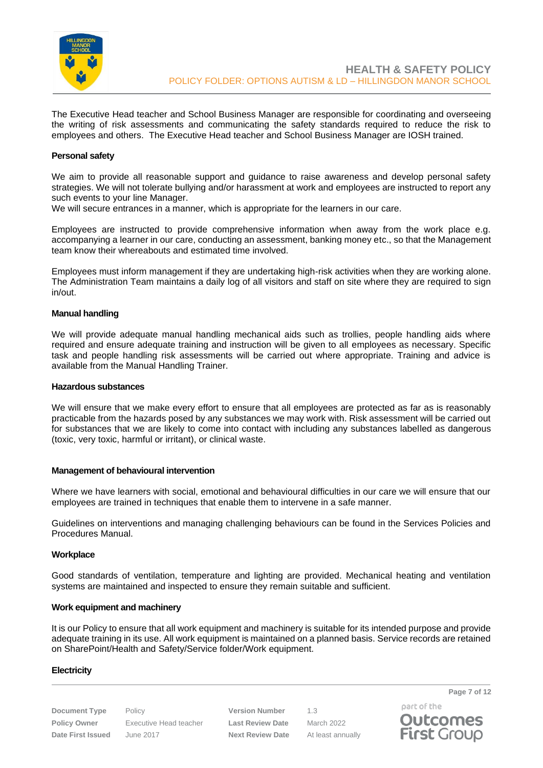The Executive Head teacher and School Business Manager are responsible for coordinating and overseeing the writing of risk assessments and communicating the safety standards required to reduce the risk to employees and others. The Executive Head teacher and School Business Manager are IOSH trained.

**Personal safety**

We aim to provide all reasonable support and guidance to raise awareness and develop personal safety strategies. We will not tolerate bullying and/or harassment at work and employees are instructed to report any such events to your line Manager.
We will secure entrances in a manner, which is appropriate for the learners in our care.

Employees are instructed to provide comprehensive information when away from the work place e.g. accompanying a learner in our care, conducting an assessment, banking money etc., so that the Management team know their whereabouts and estimated time involved.

Employees must inform management if they are undertaking high-risk activities when they are working alone. The Administration Team maintains a daily log of all visitors and staff on site where they are required to sign in/out.

**Manual handling**

We will provide adequate manual handling mechanical aids such as trollies, people handling aids where required and ensure adequate training and instruction will be given to all employees as necessary. Specific task and people handling risk assessments will be carried out where appropriate. Training and advice is available from the Manual Handling Trainer.

**Hazardous substances**

We will ensure that we make every effort to ensure that all employees are protected as far as is reasonably practicable from the hazards posed by any substances we may work with. Risk assessment will be carried out for substances that we are likely to come into contact with including any substances labelled as dangerous (toxic, very toxic, harmful or irritant), or clinical waste.

**Management of behavioural intervention**

Where we have learners with social, emotional and behavioural difficulties in our care we will ensure that our employees are trained in techniques that enable them to intervene in a safe manner.

Guidelines on interventions and managing challenging behaviours can be found in the Services Policies and Procedures Manual.

**Workplace**

Good standards of ventilation, temperature and lighting are provided. Mechanical heating and ventilation systems are maintained and inspected to ensure they remain suitable and sufficient.

**Work equipment and machinery**

It is our Policy to ensure that all work equipment and machinery is suitable for its intended purpose and provide adequate training in its use. All work equipment is maintained on a planned basis. Service records are retained on SharePoint/Health and Safety/Service folder/Work equipment.

**Electricity**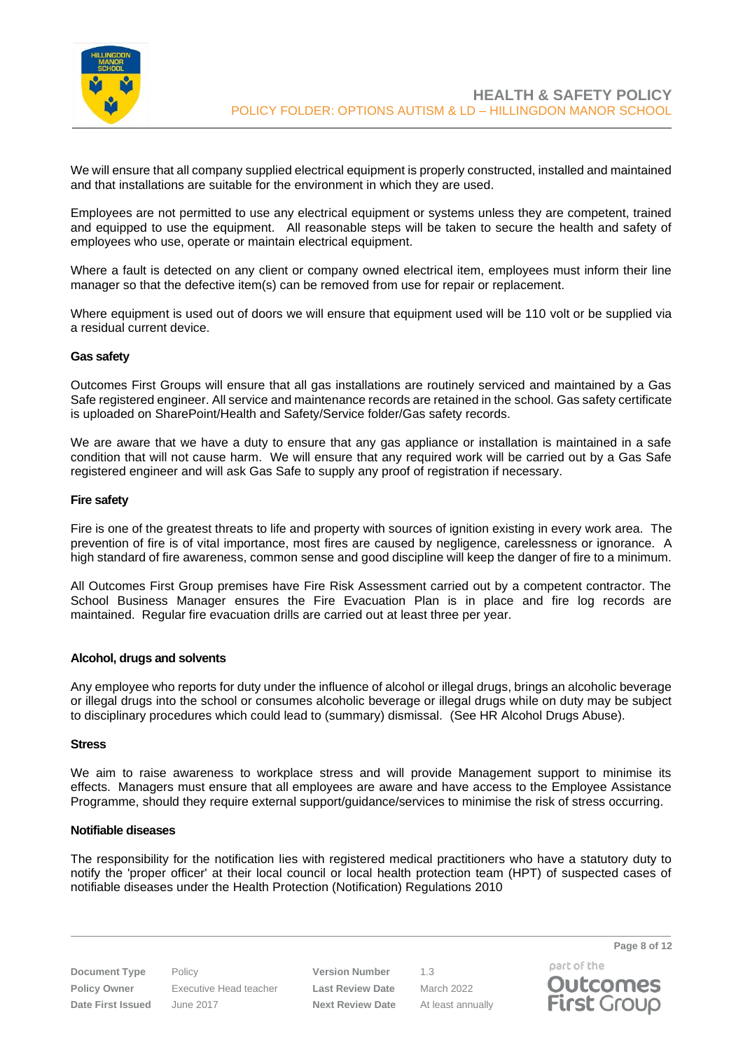We will ensure that all company supplied electrical equipment is properly constructed, installed and maintained and that installations are suitable for the environment in which they are used.

Employees are not permitted to use any electrical equipment or systems unless they are competent, trained and equipped to use the equipment. All reasonable steps will be taken to secure the health and safety of employees who use, operate or maintain electrical equipment.

Where a fault is detected on any client or company owned electrical item, employees must inform their line manager so that the defective item(s) can be removed from use for repair or replacement.

Where equipment is used out of doors we will ensure that equipment used will be 110 volt or be supplied via a residual current device.

**Gas safety**

Outcomes First Groups will ensure that all gas installations are routinely serviced and maintained by a Gas Safe registered engineer. All service and maintenance records are retained in the school. Gas safety certificate is uploaded on SharePoint/Health and Safety/Service folder/Gas safety records.

We are aware that we have a duty to ensure that any gas appliance or installation is maintained in a safe condition that will not cause harm. We will ensure that any required work will be carried out by a Gas Safe registered engineer and will ask Gas Safe to supply any proof of registration if necessary.

**Fire safety**

Fire is one of the greatest threats to life and property with sources of ignition existing in every work area. The prevention of fire is of vital importance, most fires are caused by negligence, carelessness or ignorance. A high standard of fire awareness, common sense and good discipline will keep the danger of fire to a minimum.

All Outcomes First Group premises have Fire Risk Assessment carried out by a competent contractor. The School Business Manager ensures the Fire Evacuation Plan is in place and fire log records are maintained. Regular fire evacuation drills are carried out at least three per year.

**Alcohol, drugs and solvents**

Any employee who reports for duty under the influence of alcohol or illegal drugs, brings an alcoholic beverage or illegal drugs into the school or consumes alcoholic beverage or illegal drugs while on duty may be subject to disciplinary procedures which could lead to (summary) dismissal. (See HR Alcohol Drugs Abuse).

**Stress**

We aim to raise awareness to workplace stress and will provide Management support to minimise its effects. Managers must ensure that all employees are aware and have access to the Employee Assistance Programme, should they require external support/guidance/services to minimise the risk of stress occurring.

**Notifiable diseases**

The responsibility for the notification lies with registered medical practitioners who have a statutory duty to notify the 'proper officer' at their local council or local health protection team (HPT) of suspected cases of notifiable diseases under the Health Protection (Notification) Regulations 2010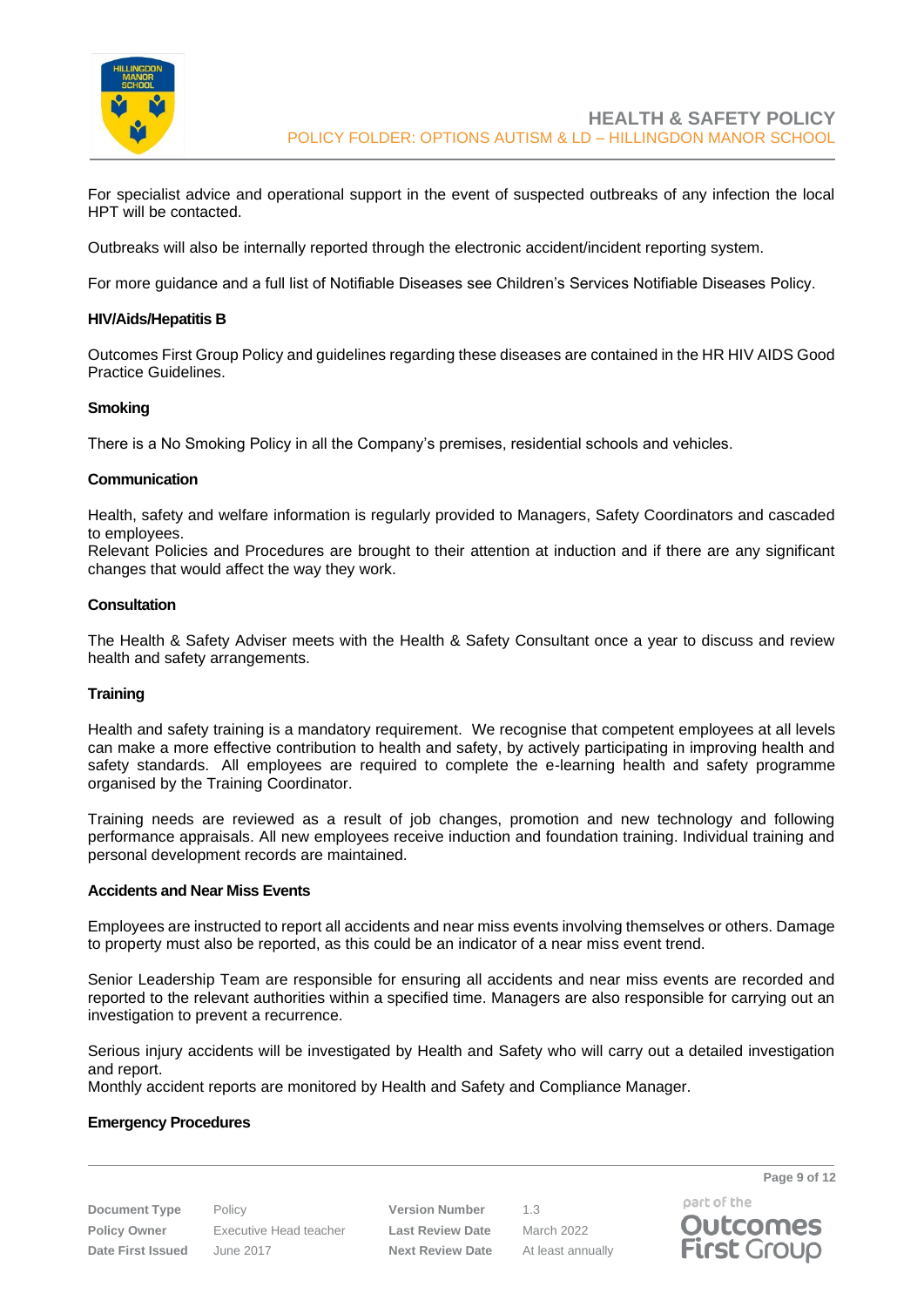For specialist advice and operational support in the event of suspected outbreaks of any infection the local HPT will be contacted.

Outbreaks will also be internally reported through the electronic accident/incident reporting system.

For more guidance and a full list of Notifiable Diseases see Children's Services Notifiable Diseases Policy.

**HIV/Aids/Hepatitis B**

Outcomes First Group Policy and guidelines regarding these diseases are contained in the HR HIV AIDS Good Practice Guidelines.

**Smoking**

There is a No Smoking Policy in all the Company's premises, residential schools and vehicles.

**Communication**

Health, safety and welfare information is regularly provided to Managers, Safety Coordinators and cascaded to employees.
Relevant Policies and Procedures are brought to their attention at induction and if there are any significant changes that would affect the way they work.

**Consultation**

The Health & Safety Adviser meets with the Health & Safety Consultant once a year to discuss and review health and safety arrangements.

**Training**

Health and safety training is a mandatory requirement. We recognise that competent employees at all levels can make a more effective contribution to health and safety, by actively participating in improving health and safety standards. All employees are required to complete the e-learning health and safety programme organised by the Training Coordinator.

Training needs are reviewed as a result of job changes, promotion and new technology and following performance appraisals. All new employees receive induction and foundation training. Individual training and personal development records are maintained.

**Accidents and Near Miss Events**

Employees are instructed to report all accidents and near miss events involving themselves or others. Damage to property must also be reported, as this could be an indicator of a near miss event trend.

Senior Leadership Team are responsible for ensuring all accidents and near miss events are recorded and reported to the relevant authorities within a specified time. Managers are also responsible for carrying out an investigation to prevent a recurrence.

Serious injury accidents will be investigated by Health and Safety who will carry out a detailed investigation and report.
Monthly accident reports are monitored by Health and Safety and Compliance Manager.

**Emergency Procedures**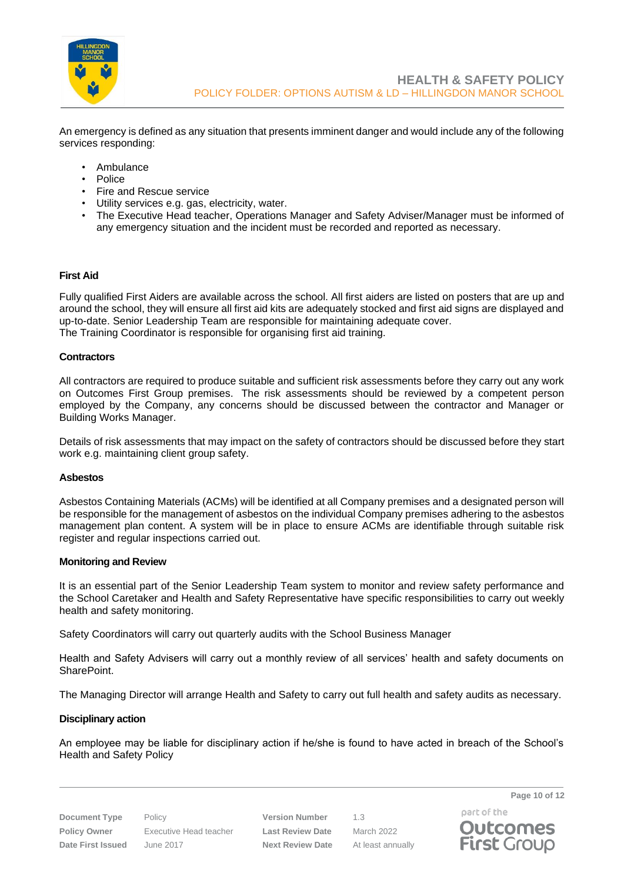An emergency is defined as any situation that presents imminent danger and would include any of the following services responding:

- Ambulance
- Police
- Fire and Rescue service
- Utility services e.g. gas, electricity, water.
- The Executive Head teacher, Operations Manager and Safety Adviser/Manager must be informed of any emergency situation and the incident must be recorded and reported as necessary.

**First Aid**

Fully qualified First Aiders are available across the school. All first aiders are listed on posters that are up and around the school, they will ensure all first aid kits are adequately stocked and first aid signs are displayed and up-to-date. Senior Leadership Team are responsible for maintaining adequate cover.
The Training Coordinator is responsible for organising first aid training.

**Contractors**

All contractors are required to produce suitable and sufficient risk assessments before they carry out any work on Outcomes First Group premises. The risk assessments should be reviewed by a competent person employed by the Company, any concerns should be discussed between the contractor and Manager or Building Works Manager.

Details of risk assessments that may impact on the safety of contractors should be discussed before they start work e.g. maintaining client group safety.

**Asbestos**

Asbestos Containing Materials (ACMs) will be identified at all Company premises and a designated person will be responsible for the management of asbestos on the individual Company premises adhering to the asbestos management plan content. A system will be in place to ensure ACMs are identifiable through suitable risk register and regular inspections carried out.

**Monitoring and Review**

It is an essential part of the Senior Leadership Team system to monitor and review safety performance and the School Caretaker and Health and Safety Representative have specific responsibilities to carry out weekly health and safety monitoring.

Safety Coordinators will carry out quarterly audits with the School Business Manager

Health and Safety Advisers will carry out a monthly review of all services' health and safety documents on SharePoint.

The Managing Director will arrange Health and Safety to carry out full health and safety audits as necessary.

**Disciplinary action**

An employee may be liable for disciplinary action if he/she is found to have acted in breach of the School's Health and Safety Policy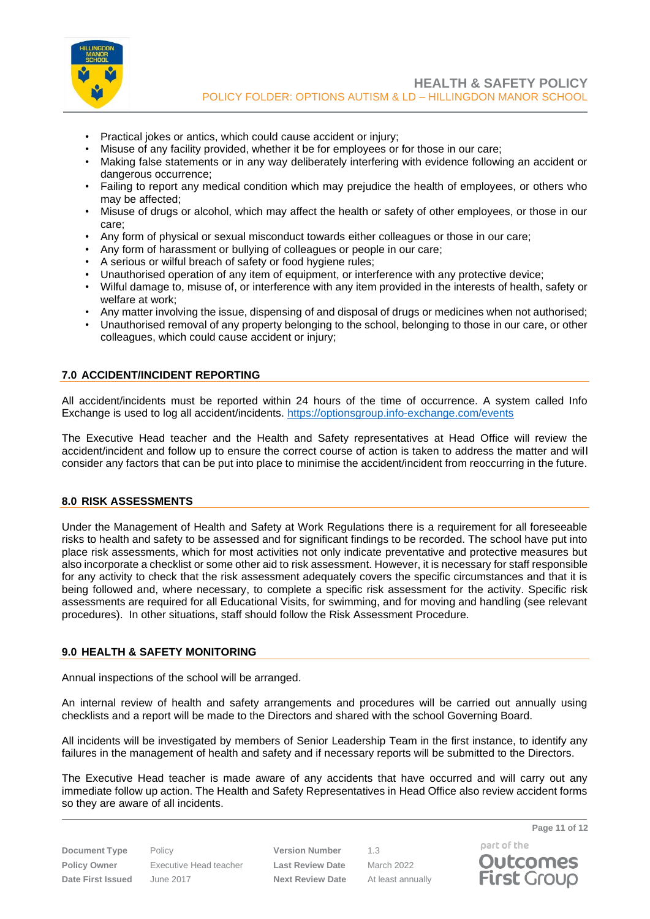- Practical jokes or antics, which could cause accident or injury;
- Misuse of any facility provided, whether it be for employees or for those in our care;
- Making false statements or in any way deliberately interfering with evidence following an accident or dangerous occurrence;
- Failing to report any medical condition which may prejudice the health of employees, or others who may be affected;
- Misuse of drugs or alcohol, which may affect the health or safety of other employees, or those in our care;
- Any form of physical or sexual misconduct towards either colleagues or those in our care;
- Any form of harassment or bullying of colleagues or people in our care;
- A serious or wilful breach of safety or food hygiene rules;
- Unauthorised operation of any item of equipment, or interference with any protective device;
- Wilful damage to, misuse of, or interference with any item provided in the interests of health, safety or welfare at work;
- Any matter involving the issue, dispensing of and disposal of drugs or medicines when not authorised;
- Unauthorised removal of any property belonging to the school, belonging to those in our care, or other colleagues, which could cause accident or injury;

## 7.0 ACCIDENT/INCIDENT REPORTING

All accident/incidents must be reported within 24 hours of the time of occurrence. A system called Info Exchange is used to log all accident/incidents. https://optionsgroup.info-exchange.com/events

The Executive Head teacher and the Health and Safety representatives at Head Office will review the accident/incident and follow up to ensure the correct course of action is taken to address the matter and will consider any factors that can be put into place to minimise the accident/incident from reoccurring in the future.

## 8.0 RISK ASSESSMENTS

Under the Management of Health and Safety at Work Regulations there is a requirement for all foreseeable risks to health and safety to be assessed and for significant findings to be recorded. The school have put into place risk assessments, which for most activities not only indicate preventative and protective measures but also incorporate a checklist or some other aid to risk assessment. However, it is necessary for staff responsible for any activity to check that the risk assessment adequately covers the specific circumstances and that it is being followed and, where necessary, to complete a specific risk assessment for the activity. Specific risk assessments are required for all Educational Visits, for swimming, and for moving and handling (see relevant procedures). In other situations, staff should follow the Risk Assessment Procedure.

## 9.0 HEALTH & SAFETY MONITORING

Annual inspections of the school will be arranged.

An internal review of health and safety arrangements and procedures will be carried out annually using checklists and a report will be made to the Directors and shared with the school Governing Board.

All incidents will be investigated by members of Senior Leadership Team in the first instance, to identify any failures in the management of health and safety and if necessary reports will be submitted to the Directors.

The Executive Head teacher is made aware of any accidents that have occurred and will carry out any immediate follow up action. The Health and Safety Representatives in Head Office also review accident forms so they are aware of all incidents.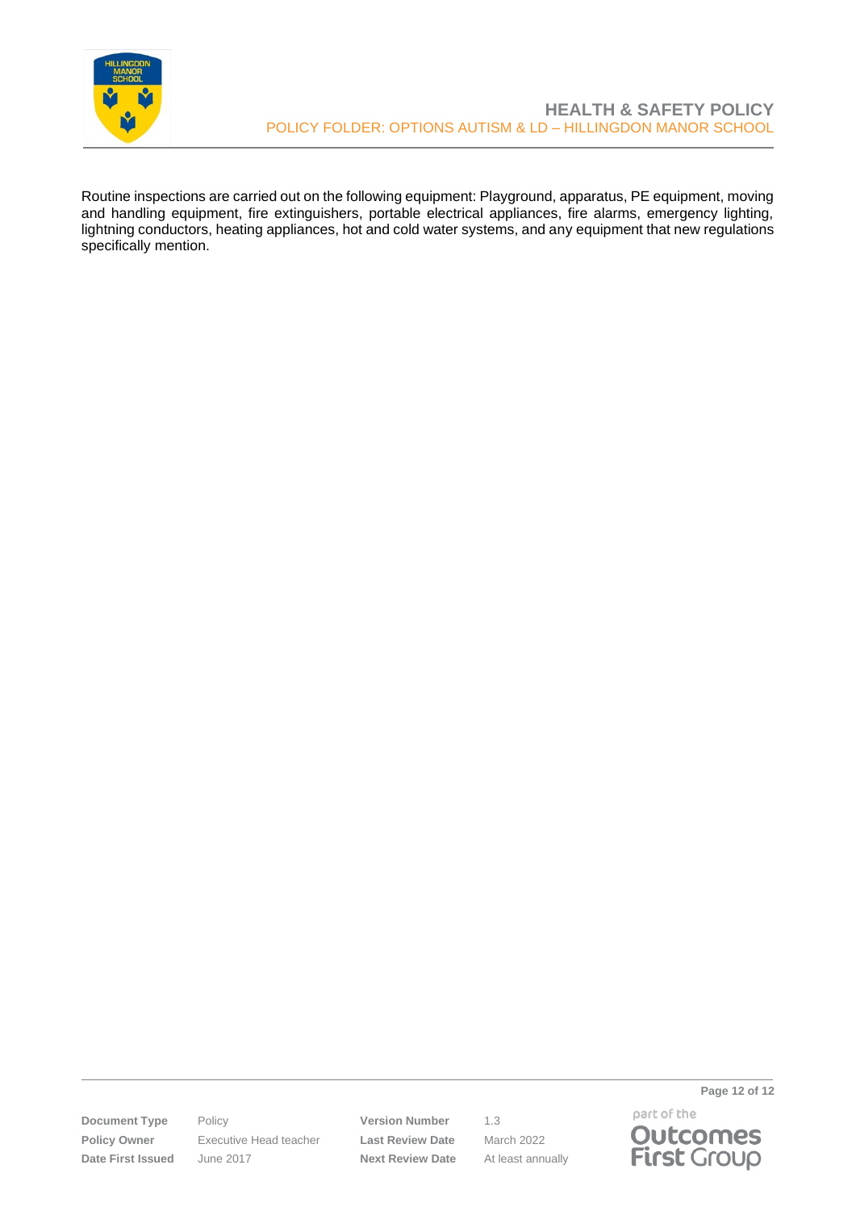Routine inspections are carried out on the following equipment: Playground, apparatus, PE equipment, moving and handling equipment, fire extinguishers, portable electrical appliances, fire alarms, emergency lighting, lightning conductors, heating appliances, hot and cold water systems, and any equipment that new regulations specifically mention.